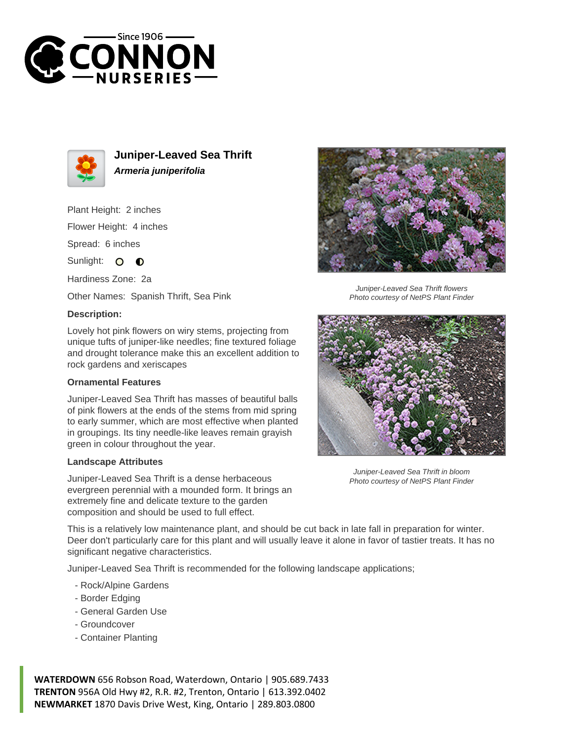# Juniper-Leaved Sea Thrift

***Armeria juniperifolia***

Plant Height: 2 inches

Flower Height: 4 inches

Spread: 6 inches

Sunlight:

Hardiness Zone: 2a

Other Names: Spanish Thrift, Sea Pink

### Description:

Lovely hot pink flowers on wiry stems, projecting from unique tufts of juniper-like needles; fine textured foliage and drought tolerance make this an excellent addition to rock gardens and xeriscapes

### Ornamental Features

Juniper-Leaved Sea Thrift has masses of beautiful balls of pink flowers at the ends of the stems from mid spring to early summer, which are most effective when planted in groupings. Its tiny needle-like leaves remain grayish green in colour throughout the year.

### Landscape Attributes

Juniper-Leaved Sea Thrift is a dense herbaceous evergreen perennial with a mounded form. It brings an extremely fine and delicate texture to the garden composition and should be used to full effect.

This is a relatively low maintenance plant, and should be cut back in late fall in preparation for winter. Deer don't particularly care for this plant and will usually leave it alone in favor of tastier treats. It has no significant negative characteristics.

Juniper-Leaved Sea Thrift is recommended for the following landscape applications;

- Rock/Alpine Gardens
- Border Edging
- General Garden Use
- Groundcover
- Container Planting

*Juniper-Leaved Sea Thrift flowers*
*Photo courtesy of NetPS Plant Finder*

*Juniper-Leaved Sea Thrift in bloom*
*Photo courtesy of NetPS Plant Finder*

**WATERDOWN** 656 Robson Road, Waterdown, Ontario | 905.689.7433
**TRENTON** 956A Old Hwy #2, R.R. #2, Trenton, Ontario | 613.392.0402
**NEWMARKET** 1870 Davis Drive West, King, Ontario | 289.803.0800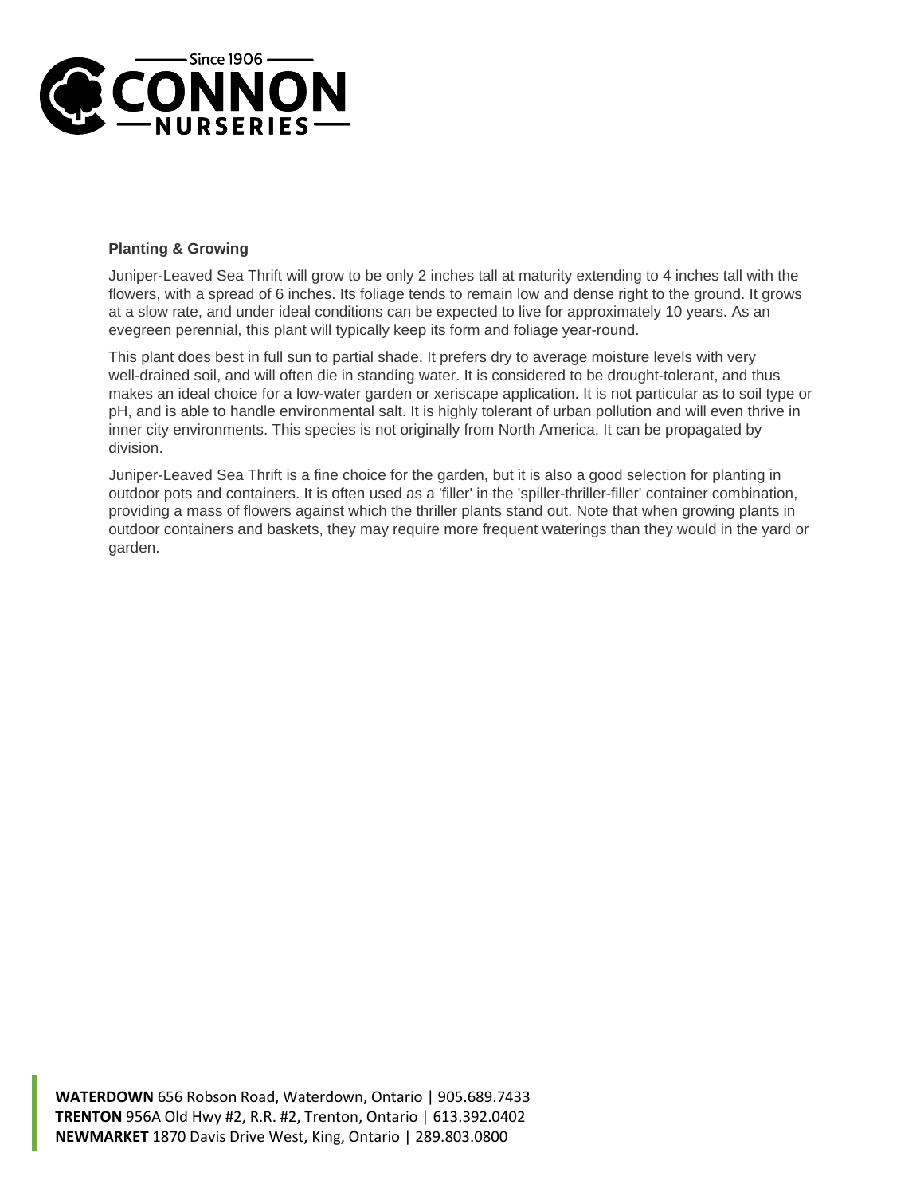**Planting & Growing**

Juniper-Leaved Sea Thrift will grow to be only 2 inches tall at maturity extending to 4 inches tall with the flowers, with a spread of 6 inches. Its foliage tends to remain low and dense right to the ground. It grows at a slow rate, and under ideal conditions can be expected to live for approximately 10 years. As an evegreen perennial, this plant will typically keep its form and foliage year-round.

This plant does best in full sun to partial shade. It prefers dry to average moisture levels with very well-drained soil, and will often die in standing water. It is considered to be drought-tolerant, and thus makes an ideal choice for a low-water garden or xeriscape application. It is not particular as to soil type or pH, and is able to handle environmental salt. It is highly tolerant of urban pollution and will even thrive in inner city environments. This species is not originally from North America. It can be propagated by division.

Juniper-Leaved Sea Thrift is a fine choice for the garden, but it is also a good selection for planting in outdoor pots and containers. It is often used as a 'filler' in the 'spiller-thriller-filler' container combination, providing a mass of flowers against which the thriller plants stand out. Note that when growing plants in outdoor containers and baskets, they may require more frequent waterings than they would in the yard or garden.